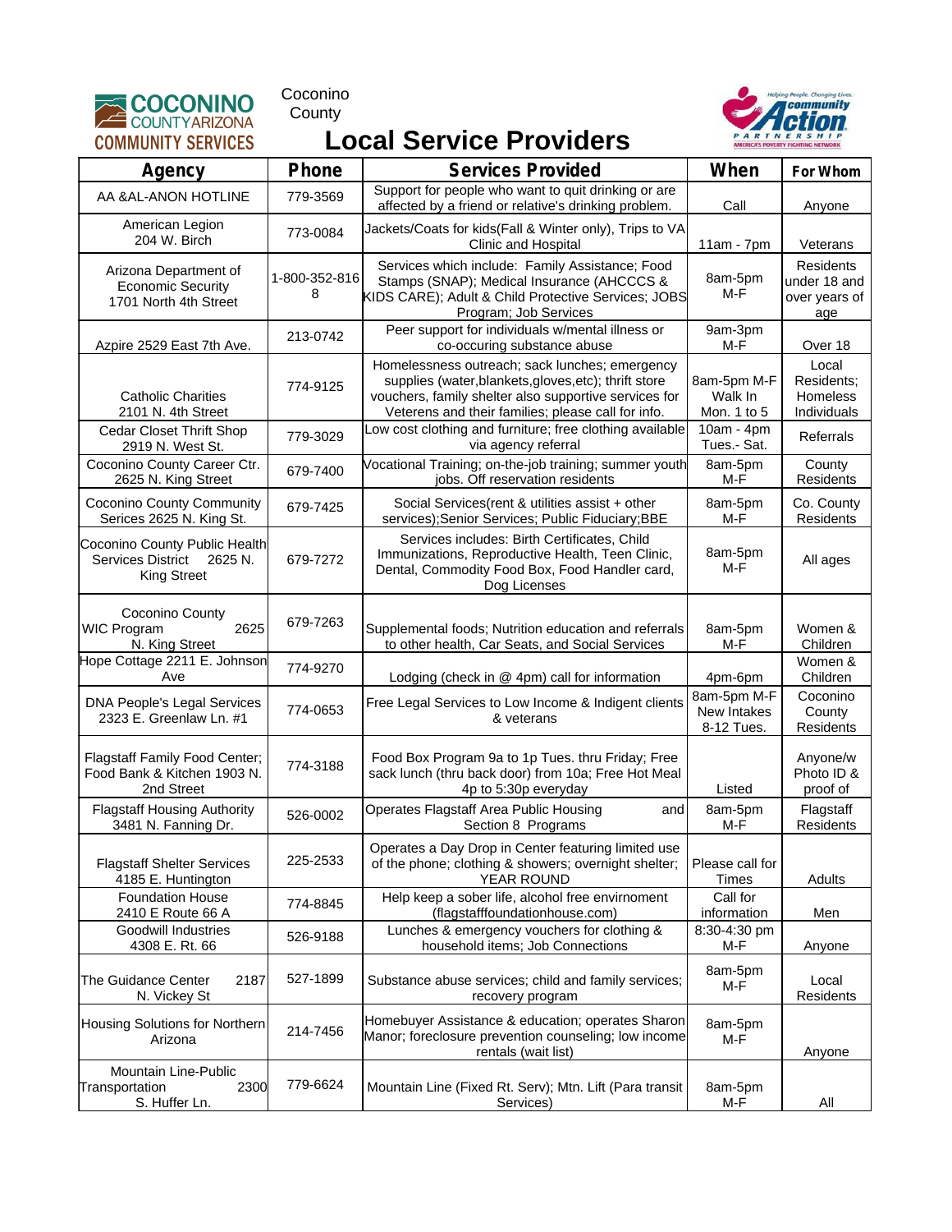Coconino County

# Local Service Providers

| Agency | Phone | Services Provided | When | For Whom |
|---|---|---|---|---|
| AA &AL-ANON HOTLINE | 779-3569 | Support for people who want to quit drinking or are affected by a friend or relative's drinking problem. | Call | Anyone |
| American Legion 204 W. Birch | 773-0084 | Jackets/Coats for kids(Fall & Winter only), Trips to VA Clinic and Hospital | 11am - 7pm | Veterans |
| Arizona Department of Economic Security 1701 North 4th Street | 1-800-352-8168 | Services which include: Family Assistance; Food Stamps (SNAP); Medical Insurance (AHCCCS & KIDS CARE); Adult & Child Protective Services; JOBS Program; Job Services | 8am-5pm M-F | Residents under 18 and over years of age |
| Azpire 2529 East 7th Ave. | 213-0742 | Peer support for individuals w/mental illness or co-occuring substance abuse | 9am-3pm M-F | Over 18 |
| Catholic Charities 2101 N. 4th Street | 774-9125 | Homelessness outreach; sack lunches; emergency supplies (water,blankets,gloves,etc); thrift store vouchers, family shelter also supportive services for Veterens and their families; please call for info. | 8am-5pm M-F Walk In Mon. 1 to 5 | Local Residents; Homeless Individuals |
| Cedar Closet Thrift Shop 2919 N. West St. | 779-3029 | Low cost clothing and furniture; free clothing available via agency referral | 10am - 4pm Tues.- Sat. | Referrals |
| Coconino County Career Ctr. 2625 N. King Street | 679-7400 | Vocational Training; on-the-job training; summer youth jobs. Off reservation residents | 8am-5pm M-F | County Residents |
| Coconino County Community Serices 2625 N. King St. | 679-7425 | Social Services(rent & utilities assist + other services);Senior Services; Public Fiduciary;BBE | 8am-5pm M-F | Co. County Residents |
| Coconino County Public Health Services District 2625 N. King Street | 679-7272 | Services includes: Birth Certificates, Child Immunizations, Reproductive Health, Teen Clinic, Dental, Commodity Food Box, Food Handler card, Dog Licenses | 8am-5pm M-F | All ages |
| Coconino County WIC Program 2625 N. King Street | 679-7263 | Supplemental foods; Nutrition education and referrals to other health, Car Seats, and Social Services | 8am-5pm M-F | Women & Children |
| Hope Cottage 2211 E. Johnson Ave | 774-9270 | Lodging (check in @ 4pm) call for information | 4pm-6pm | Women & Children |
| DNA People's Legal Services 2323 E. Greenlaw Ln. #1 | 774-0653 | Free Legal Services to Low Income & Indigent clients & veterans | 8am-5pm M-F New Intakes 8-12 Tues. | Coconino County Residents |
| Flagstaff Family Food Center; Food Bank & Kitchen 1903 N. 2nd Street | 774-3188 | Food Box Program 9a to 1p Tues. thru Friday; Free sack lunch (thru back door) from 10a; Free Hot Meal 4p to 5:30p everyday | Listed | Anyone/w Photo ID & proof of |
| Flagstaff Housing Authority 3481 N. Fanning Dr. | 526-0002 | Operates Flagstaff Area Public Housing and Section 8 Programs | 8am-5pm M-F | Flagstaff Residents |
| Flagstaff Shelter Services 4185 E. Huntington | 225-2533 | Operates a Day Drop in Center featuring limited use of the phone; clothing & showers; overnight shelter; YEAR ROUND | Please call for Times | Adults |
| Foundation House 2410 E Route 66 A | 774-8845 | Help keep a sober life, alcohol free envirnoment (flagstafffoundationhouse.com) | Call for information | Men |
| Goodwill Industries 4308 E. Rt. 66 | 526-9188 | Lunches & emergency vouchers for clothing & household items; Job Connections | 8:30-4:30 pm M-F | Anyone |
| The Guidance Center 2187 N. Vickey St | 527-1899 | Substance abuse services; child and family services; recovery program | 8am-5pm M-F | Local Residents |
| Housing Solutions for Northern Arizona | 214-7456 | Homebuyer Assistance & education; operates Sharon Manor; foreclosure prevention counseling; low income rentals (wait list) | 8am-5pm M-F | Anyone |
| Mountain Line-Public Transportation 2300 S. Huffer Ln. | 779-6624 | Mountain Line (Fixed Rt. Serv); Mtn. Lift (Para transit Services) | 8am-5pm M-F | All |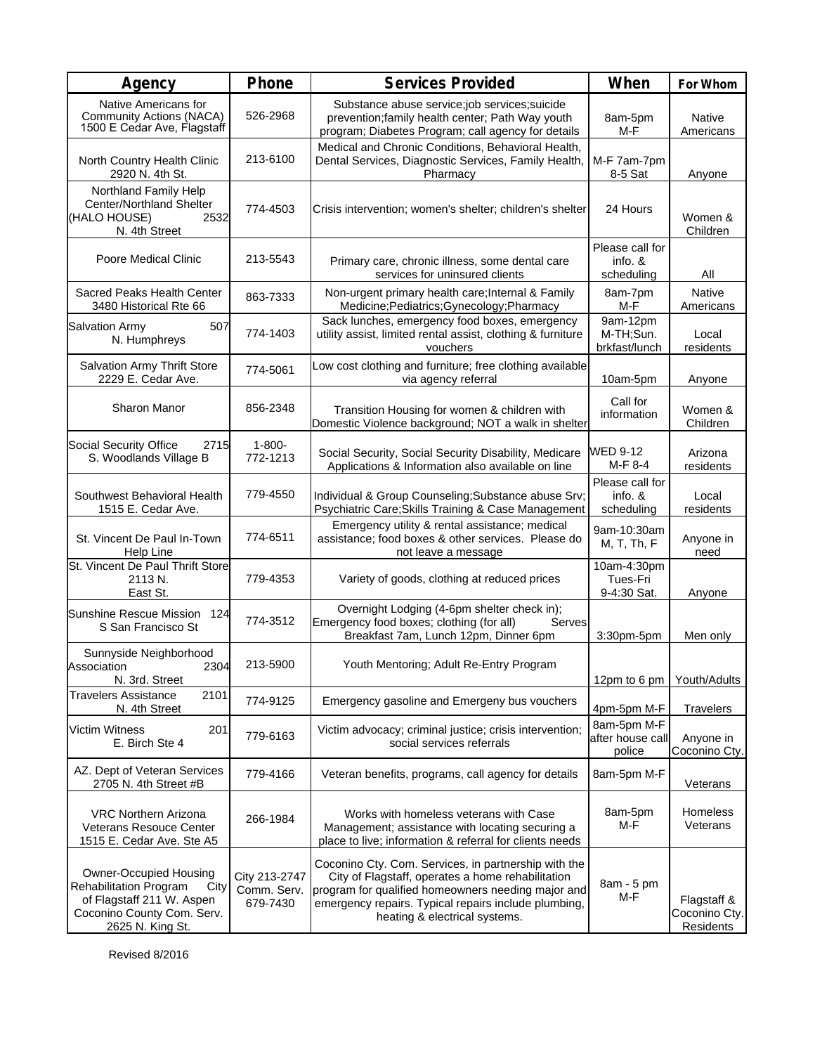| Agency | Phone | Services Provided | When | For Whom |
| --- | --- | --- | --- | --- |
| Native Americans for Community Actions (NACA) 1500 E Cedar Ave, Flagstaff | 526-2968 | Substance abuse service;job services;suicide prevention;family health center; Path Way youth program; Diabetes Program; call agency for details | 8am-5pm M-F | Native Americans |
| North Country Health Clinic 2920 N. 4th St. | 213-6100 | Medical and Chronic Conditions, Behavioral Health, Dental Services, Diagnostic Services, Family Health, Pharmacy | M-F 7am-7pm 8-5 Sat | Anyone |
| Northland Family Help Center/Northland Shelter (HALO HOUSE) 2532 N. 4th Street | 774-4503 | Crisis intervention; women's shelter; children's shelter | 24 Hours | Women & Children |
| Poore Medical Clinic | 213-5543 | Primary care, chronic illness, some dental care services for uninsured clients | Please call for info. & scheduling | All |
| Sacred Peaks Health Center 3480 Historical Rte 66 | 863-7333 | Non-urgent primary health care;Internal & Family Medicine;Pediatrics;Gynecology;Pharmacy | 8am-7pm M-F | Native Americans |
| Salvation Army 507 N. Humphreys | 774-1403 | Sack lunches, emergency food boxes, emergency utility assist, limited rental assist, clothing & furniture vouchers | 9am-12pm M-TH;Sun. brkfast/lunch | Local residents |
| Salvation Army Thrift Store 2229 E. Cedar Ave. | 774-5061 | Low cost clothing and furniture; free clothing available via agency referral | 10am-5pm | Anyone |
| Sharon Manor | 856-2348 | Transition Housing for women & children with Domestic Violence background; NOT a walk in shelter | Call for information | Women & Children |
| Social Security Office 2715 S. Woodlands Village B | 1-800-772-1213 | Social Security, Social Security Disability, Medicare Applications & Information also available on line | WED 9-12 M-F 8-4 | Arizona residents |
| Southwest Behavioral Health 1515 E. Cedar Ave. | 779-4550 | Individual & Group Counseling;Substance abuse Srv; Psychiatric Care;Skills Training & Case Management | Please call for info. & scheduling | Local residents |
| St. Vincent De Paul In-Town Help Line | 774-6511 | Emergency utility & rental assistance; medical assistance; food boxes & other services. Please do not leave a message | 9am-10:30am M, T, Th, F | Anyone in need |
| St. Vincent De Paul Thrift Store 2113 N. East St. | 779-4353 | Variety of goods, clothing at reduced prices | 10am-4:30pm Tues-Fri 9-4:30 Sat. | Anyone |
| Sunshine Rescue Mission 124 S San Francisco St | 774-3512 | Overnight Lodging (4-6pm shelter check in); Emergency food boxes; clothing (for all) Serves Breakfast 7am, Lunch 12pm, Dinner 6pm | 3:30pm-5pm | Men only |
| Sunnyside Neighborhood Association 2304 N. 3rd. Street | 213-5900 | Youth Mentoring; Adult Re-Entry Program | 12pm to 6 pm | Youth/Adults |
| Travelers Assistance 2101 N. 4th Street | 774-9125 | Emergency gasoline and Emergeny bus vouchers | 4pm-5pm M-F | Travelers |
| Victim Witness 201 E. Birch Ste 4 | 779-6163 | Victim advocacy; criminal justice; crisis intervention; social services referrals | 8am-5pm M-F after house call police | Anyone in Coconino Cty. |
| AZ. Dept of Veteran Services 2705 N. 4th Street #B | 779-4166 | Veteran benefits, programs, call agency for details | 8am-5pm M-F | Veterans |
| VRC Northern Arizona Veterans Resouce Center 1515 E. Cedar Ave. Ste A5 | 266-1984 | Works with homeless veterans with Case Management; assistance with locating securing a place to live; information & referral for clients needs | 8am-5pm M-F | Homeless Veterans |
| Owner-Occupied Housing Rehabilitation Program City of Flagstaff 211 W. Aspen Coconino County Com. Serv. 2625 N. King St. | City 213-2747 Comm. Serv. 679-7430 | Coconino Cty. Com. Services, in partnership with the City of Flagstaff, operates a home rehabilitation program for qualified homeowners needing major and emergency repairs. Typical repairs include plumbing, heating & electrical systems. | 8am - 5 pm M-F | Flagstaff & Coconino Cty. Residents |

Revised 8/2016